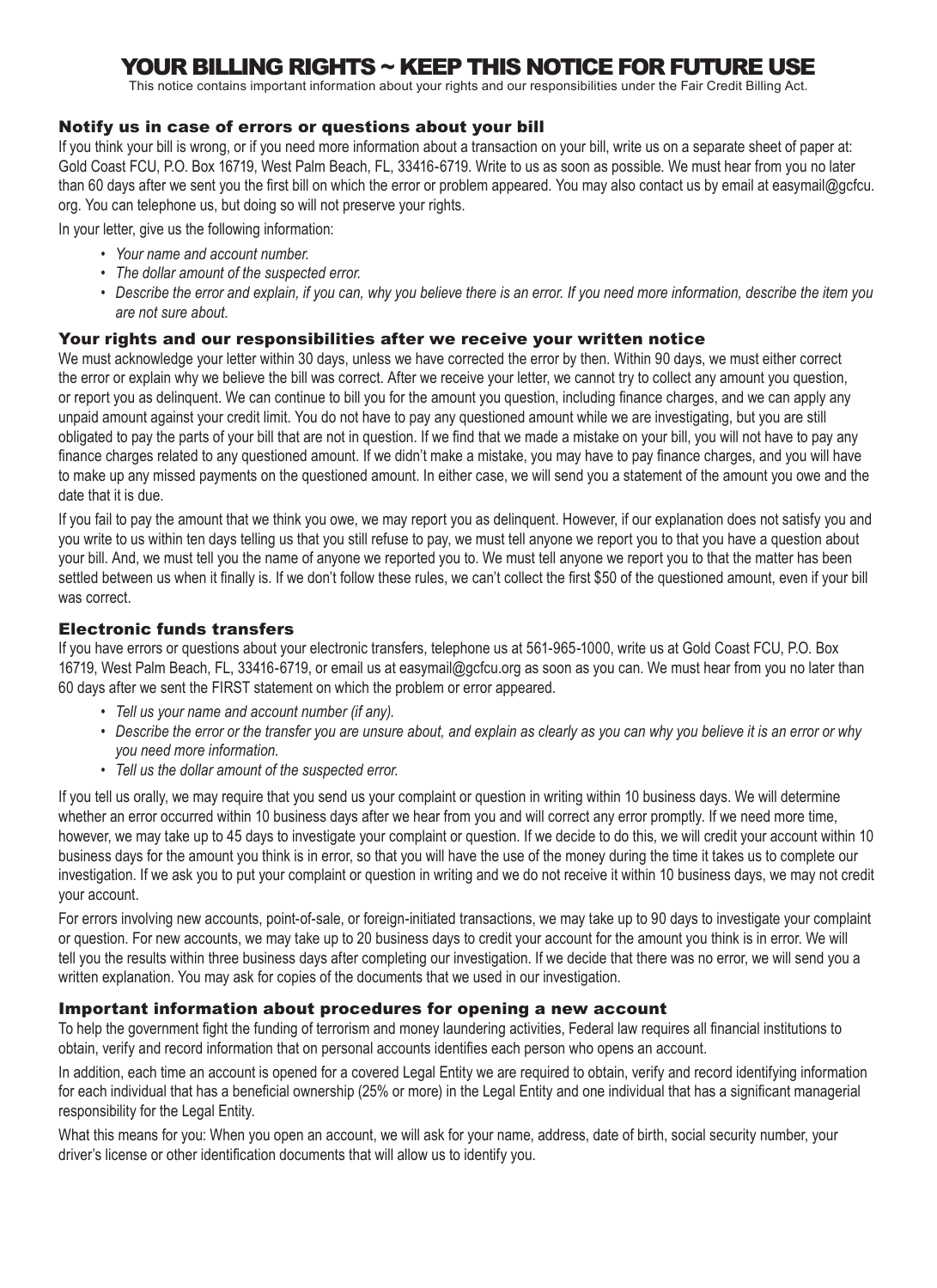# YOUR BILLING RIGHTS ~ KEEP THIS NOTICE FOR FUTURE USE

This notice contains important information about your rights and our responsibilities under the Fair Credit Billing Act.

## Notify us in case of errors or questions about your bill

If you think your bill is wrong, or if you need more information about a transaction on your bill, write us on a separate sheet of paper at: Gold Coast FCU, P.O. Box 16719, West Palm Beach, FL, 33416-6719. Write to us as soon as possible. We must hear from you no later than 60 days after we sent you the first bill on which the error or problem appeared. You may also contact us by email at easymail@gcfcu.org. You can telephone us, but doing so will not preserve your rights.

In your letter, give us the following information:

- *Your name and account number.*
- *The dollar amount of the suspected error.*
- *Describe the error and explain, if you can, why you believe there is an error. If you need more information, describe the item you are not sure about.*

## Your rights and our responsibilities after we receive your written notice

We must acknowledge your letter within 30 days, unless we have corrected the error by then. Within 90 days, we must either correct the error or explain why we believe the bill was correct. After we receive your letter, we cannot try to collect any amount you question, or report you as delinquent. We can continue to bill you for the amount you question, including finance charges, and we can apply any unpaid amount against your credit limit. You do not have to pay any questioned amount while we are investigating, but you are still obligated to pay the parts of your bill that are not in question. If we find that we made a mistake on your bill, you will not have to pay any finance charges related to any questioned amount. If we didn't make a mistake, you may have to pay finance charges, and you will have to make up any missed payments on the questioned amount. In either case, we will send you a statement of the amount you owe and the date that it is due.

If you fail to pay the amount that we think you owe, we may report you as delinquent. However, if our explanation does not satisfy you and you write to us within ten days telling us that you still refuse to pay, we must tell anyone we report you to that you have a question about your bill. And, we must tell you the name of anyone we reported you to. We must tell anyone we report you to that the matter has been settled between us when it finally is. If we don't follow these rules, we can't collect the first $50 of the questioned amount, even if your bill was correct.

## Electronic funds transfers

If you have errors or questions about your electronic transfers, telephone us at 561-965-1000, write us at Gold Coast FCU, P.O. Box 16719, West Palm Beach, FL, 33416-6719, or email us at easymail@gcfcu.org as soon as you can. We must hear from you no later than 60 days after we sent the FIRST statement on which the problem or error appeared.

- *Tell us your name and account number (if any).*
- *Describe the error or the transfer you are unsure about, and explain as clearly as you can why you believe it is an error or why you need more information.*
- *Tell us the dollar amount of the suspected error.*

If you tell us orally, we may require that you send us your complaint or question in writing within 10 business days. We will determine whether an error occurred within 10 business days after we hear from you and will correct any error promptly. If we need more time, however, we may take up to 45 days to investigate your complaint or question. If we decide to do this, we will credit your account within 10 business days for the amount you think is in error, so that you will have the use of the money during the time it takes us to complete our investigation. If we ask you to put your complaint or question in writing and we do not receive it within 10 business days, we may not credit your account.

For errors involving new accounts, point-of-sale, or foreign-initiated transactions, we may take up to 90 days to investigate your complaint or question. For new accounts, we may take up to 20 business days to credit your account for the amount you think is in error. We will tell you the results within three business days after completing our investigation. If we decide that there was no error, we will send you a written explanation. You may ask for copies of the documents that we used in our investigation.

## Important information about procedures for opening a new account

To help the government fight the funding of terrorism and money laundering activities, Federal law requires all financial institutions to obtain, verify and record information that on personal accounts identifies each person who opens an account.

In addition, each time an account is opened for a covered Legal Entity we are required to obtain, verify and record identifying information for each individual that has a beneficial ownership (25% or more) in the Legal Entity and one individual that has a significant managerial responsibility for the Legal Entity.

What this means for you: When you open an account, we will ask for your name, address, date of birth, social security number, your driver's license or other identification documents that will allow us to identify you.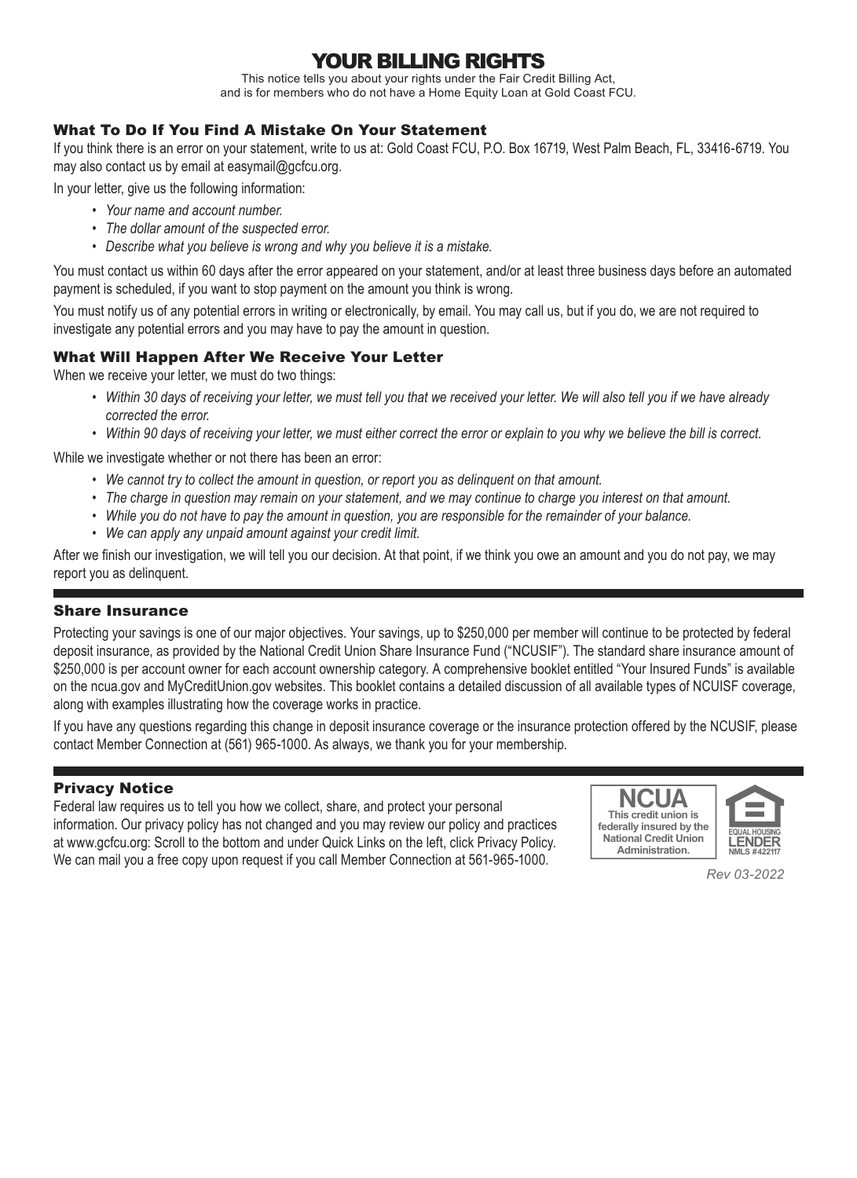# YOUR BILLING RIGHTS

This notice tells you about your rights under the Fair Credit Billing Act, and is for members who do not have a Home Equity Loan at Gold Coast FCU.

## What To Do If You Find A Mistake On Your Statement

If you think there is an error on your statement, write to us at: Gold Coast FCU, P.O. Box 16719, West Palm Beach, FL, 33416-6719. You may also contact us by email at easymail@gcfcu.org.

In your letter, give us the following information:

- *Your name and account number.*
- *The dollar amount of the suspected error.*
- *Describe what you believe is wrong and why you believe it is a mistake.*

You must contact us within 60 days after the error appeared on your statement, and/or at least three business days before an automated payment is scheduled, if you want to stop payment on the amount you think is wrong.

You must notify us of any potential errors in writing or electronically, by email. You may call us, but if you do, we are not required to investigate any potential errors and you may have to pay the amount in question.

## What Will Happen After We Receive Your Letter

When we receive your letter, we must do two things:

- *Within 30 days of receiving your letter, we must tell you that we received your letter. We will also tell you if we have already corrected the error.*
- *Within 90 days of receiving your letter, we must either correct the error or explain to you why we believe the bill is correct.*

While we investigate whether or not there has been an error:

- *We cannot try to collect the amount in question, or report you as delinquent on that amount.*
- *The charge in question may remain on your statement, and we may continue to charge you interest on that amount.*
- *While you do not have to pay the amount in question, you are responsible for the remainder of your balance.*
- *We can apply any unpaid amount against your credit limit.*

After we finish our investigation, we will tell you our decision. At that point, if we think you owe an amount and you do not pay, we may report you as delinquent.

## Share Insurance

Protecting your savings is one of our major objectives. Your savings, up to $250,000 per member will continue to be protected by federal deposit insurance, as provided by the National Credit Union Share Insurance Fund ("NCUSIF"). The standard share insurance amount of $250,000 is per account owner for each account ownership category. A comprehensive booklet entitled "Your Insured Funds" is available on the ncua.gov and MyCreditUnion.gov websites. This booklet contains a detailed discussion of all available types of NCUISF coverage, along with examples illustrating how the coverage works in practice.

If you have any questions regarding this change in deposit insurance coverage or the insurance protection offered by the NCUSIF, please contact Member Connection at (561) 965-1000. As always, we thank you for your membership.

## Privacy Notice

Federal law requires us to tell you how we collect, share, and protect your personal information. Our privacy policy has not changed and you may review our policy and practices at www.gcfcu.org: Scroll to the bottom and under Quick Links on the left, click Privacy Policy. We can mail you a free copy upon request if you call Member Connection at 561-965-1000.

**NCUA** This credit union is federally insured by the National Credit Union Administration.

EQUAL HOUSING LENDER NMLS #422117

*Rev 03-2022*